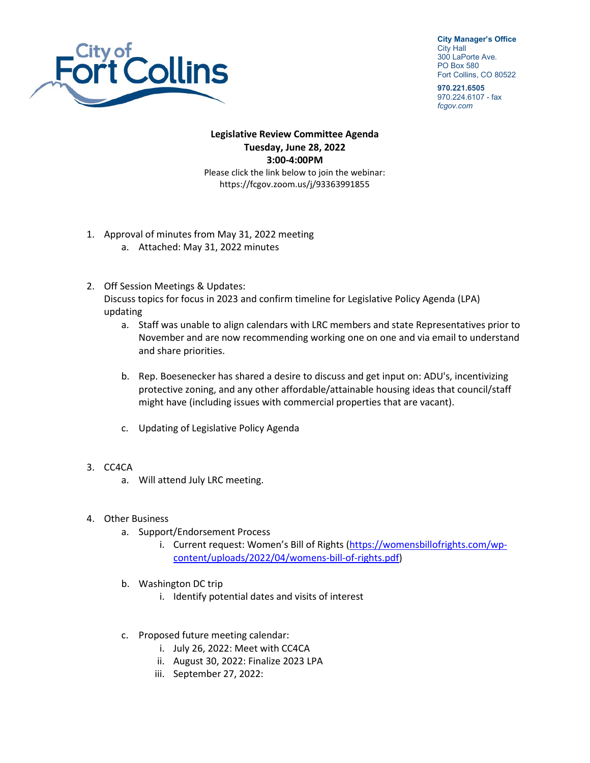City of Fort Collins

**City Manager's Office**
City Hall
300 LaPorte Ave.
PO Box 580
Fort Collins, CO 80522

**970.221.6505**
970.224.6107 - fax
*fcgov.com*

**Legislative Review Committee Agenda**
**Tuesday, June 28, 2022**
**3:00-4:00PM**

Please click the link below to join the webinar:
https://fcgov.zoom.us/j/93363991855

1. Approval of minutes from May 31, 2022 meeting
    a. Attached: May 31, 2022 minutes

2. Off Session Meetings & Updates:
   Discuss topics for focus in 2023 and confirm timeline for Legislative Policy Agenda (LPA) updating
    a. Staff was unable to align calendars with LRC members and state Representatives prior to November and are now recommending working one on one and via email to understand and share priorities.

    b. Rep. Boesenecker has shared a desire to discuss and get input on: ADU's, incentivizing protective zoning, and any other affordable/attainable housing ideas that council/staff might have (including issues with commercial properties that are vacant).

    c. Updating of Legislative Policy Agenda

3. CC4CA
    a. Will attend July LRC meeting.

4. Other Business
    a. Support/Endorsement Process
        i. Current request: Women's Bill of Rights (https://womensbillofrights.com/wp-content/uploads/2022/04/womens-bill-of-rights.pdf)

    b. Washington DC trip
        i. Identify potential dates and visits of interest

    c. Proposed future meeting calendar:
        i. July 26, 2022: Meet with CC4CA
        ii. August 30, 2022: Finalize 2023 LPA
        iii. September 27, 2022: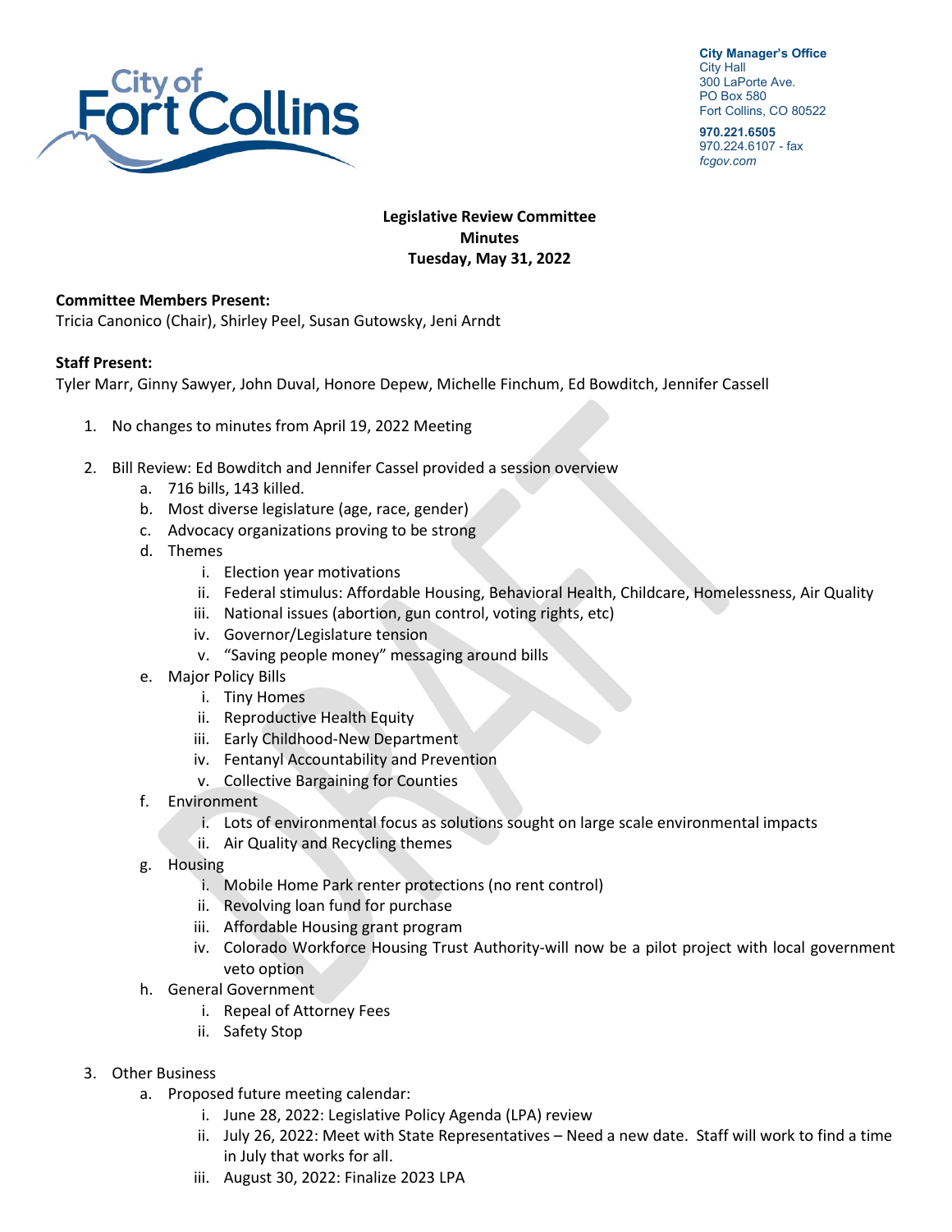**City Manager's Office**
City Hall
300 LaPorte Ave.
PO Box 580
Fort Collins, CO 80522

**970.221.6505**
970.224.6107 - fax
*fcgov.com*

**Legislative Review Committee**
**Minutes**
**Tuesday, May 31, 2022**

**Committee Members Present:**
Tricia Canonico (Chair), Shirley Peel, Susan Gutowsky, Jeni Arndt

**Staff Present:**
Tyler Marr, Ginny Sawyer, John Duval, Honore Depew, Michelle Finchum, Ed Bowditch, Jennifer Cassell

1. No changes to minutes from April 19, 2022 Meeting
2. Bill Review: Ed Bowditch and Jennifer Cassel provided a session overview
   a. 716 bills, 143 killed.
   b. Most diverse legislature (age, race, gender)
   c. Advocacy organizations proving to be strong
   d. Themes
      i. Election year motivations
      ii. Federal stimulus: Affordable Housing, Behavioral Health, Childcare, Homelessness, Air Quality
      iii. National issues (abortion, gun control, voting rights, etc)
      iv. Governor/Legislature tension
      v. "Saving people money" messaging around bills
   e. Major Policy Bills
      i. Tiny Homes
      ii. Reproductive Health Equity
      iii. Early Childhood-New Department
      iv. Fentanyl Accountability and Prevention
      v. Collective Bargaining for Counties
   f. Environment
      i. Lots of environmental focus as solutions sought on large scale environmental impacts
      ii. Air Quality and Recycling themes
   g. Housing
      i. Mobile Home Park renter protections (no rent control)
      ii. Revolving loan fund for purchase
      iii. Affordable Housing grant program
      iv. Colorado Workforce Housing Trust Authority-will now be a pilot project with local government veto option
   h. General Government
      i. Repeal of Attorney Fees
      ii. Safety Stop
3. Other Business
   a. Proposed future meeting calendar:
      i. June 28, 2022: Legislative Policy Agenda (LPA) review
      ii. July 26, 2022: Meet with State Representatives – Need a new date. Staff will work to find a time in July that works for all.
      iii. August 30, 2022: Finalize 2023 LPA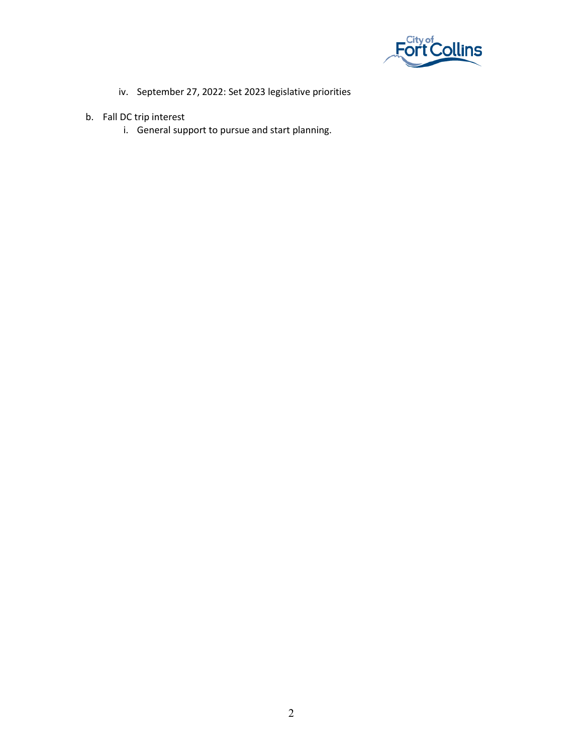iv. September 27, 2022: Set 2023 legislative priorities

b. Fall DC trip interest
   i. General support to pursue and start planning.